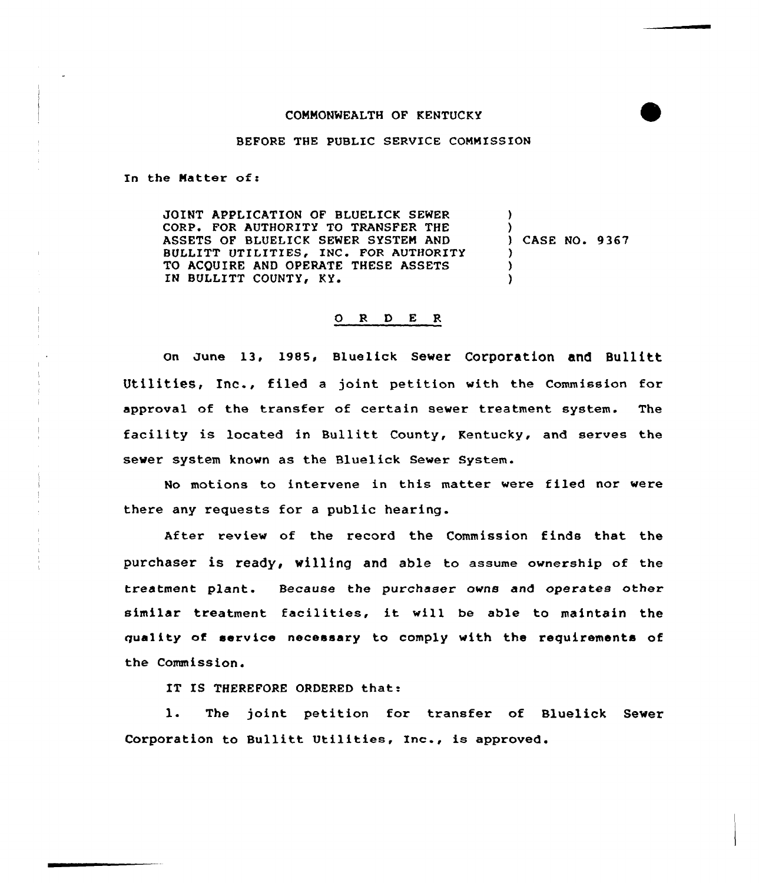COMMONWEALTH OF KENTUCKY

BEFORE THE PUBLIC SERVICE COMMISSION

In the Matter of:

| | | |
|---|---|---|
| JOINT APPLICATION OF BLUELICK SEWER CORP. FOR AUTHORITY TO TRANSFER THE ASSETS OF BLUELICK SEWER SYSTEM AND BULLITT UTILITIES, INC. FOR AUTHORITY TO ACQUIRE AND OPERATE THESE ASSETS IN BULLITT COUNTY, KY. | ) | CASE NO. 9367 |

O R D E R

On June 13, 1985, Bluelick Sewer Corporation and Bullitt Utilities, Inc., filed a joint petition with the Commission for approval of the transfer of certain sewer treatment system. The facility is located in Bullitt County, Kentucky, and serves the sewer system known as the Bluelick Sewer System.

No motions to intervene in this matter were filed nor were there any requests for a public hearing.

After review of the record the Commission finds that the purchaser is ready, willing and able to assume ownership of the treatment plant. Because the purchaser owns and operates other similar treatment facilities, it will be able to maintain the quality of service necessary to comply with the requirements of the Commission.

IT IS THEREFORE ORDERED that:

1. The joint petition for transfer of Bluelick Sewer Corporation to Bullitt Utilities, Inc., is approved.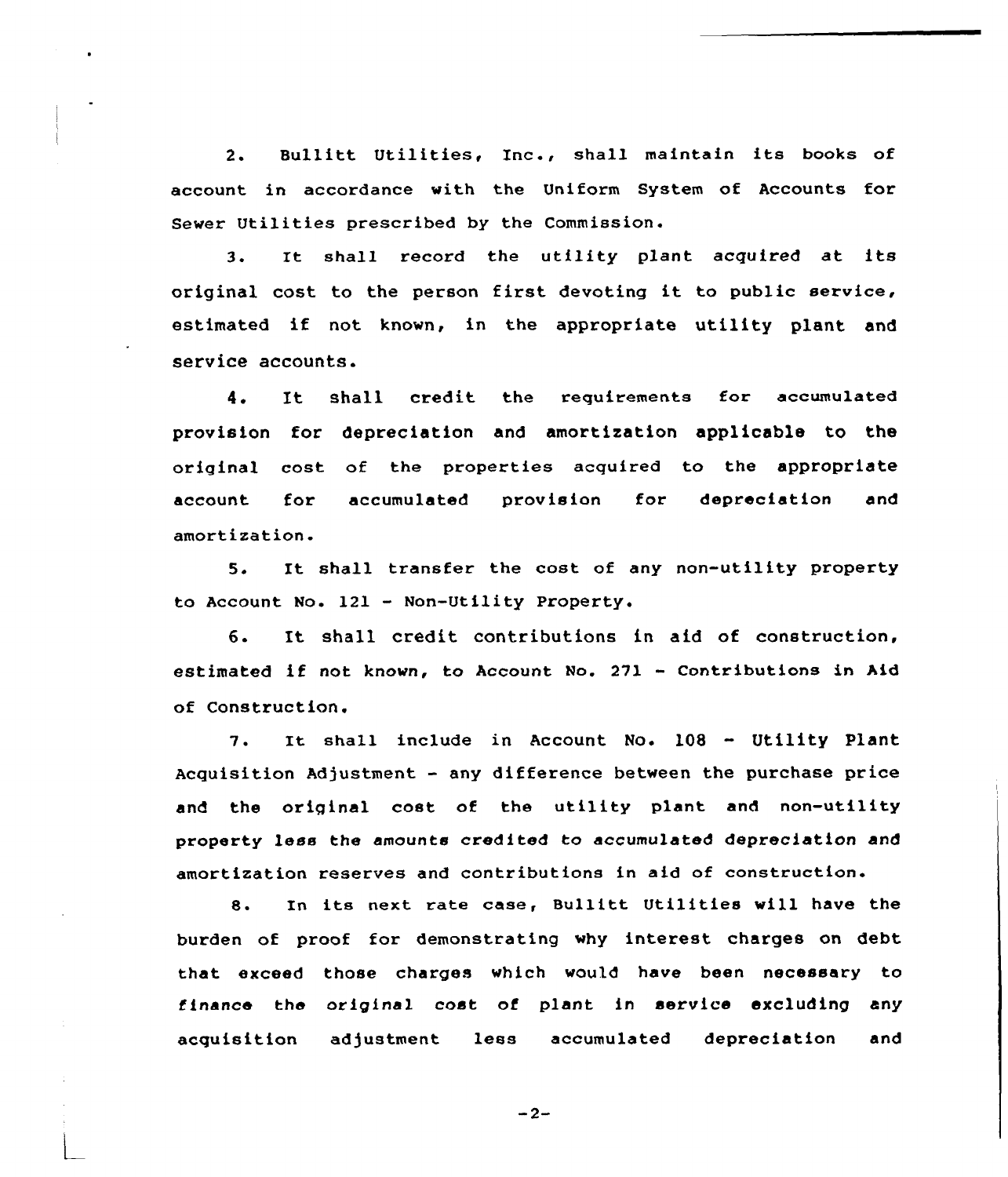2. Bullitt Utilities, Inc., shall maintain its books of account in accordance with the Uniform System of Accounts for Sewer Utilities prescribed by the Commission.

3. It shall record the utility plant acquired at its original cost to the person first devoting it to public service, estimated if not known, in the appropriate utility plant and service accounts.

4. It shall credit the requirements for accumulated provision for depreciation and amortization applicable to the original cost of the properties acquired to the appropriate account for accumulated provision for depreciation and amortization.

5. It shall transfer the cost of any non-utility property to Account No. 121 - Non-Utility Property.

6. It shall credit contributions in aid of construction, estimated if not known, to Account No. 271 - Contributions in Aid of Construction.

7. It shall include in Account No. 108 - Utility Plant Acquisition Adjustment - any difference between the purchase price and the original cost of the utility plant and non-utility property less the amounts credited to accumulated depreciation and amortization reserves and contributions in aid of construction.

8. In its next rate case, Bullitt Utilities will have the burden of proof for demonstrating why interest charges on debt that exceed those charges which would have been necessary to finance the original cost of plant in service excluding any acquisition adjustment less accumulated depreciation and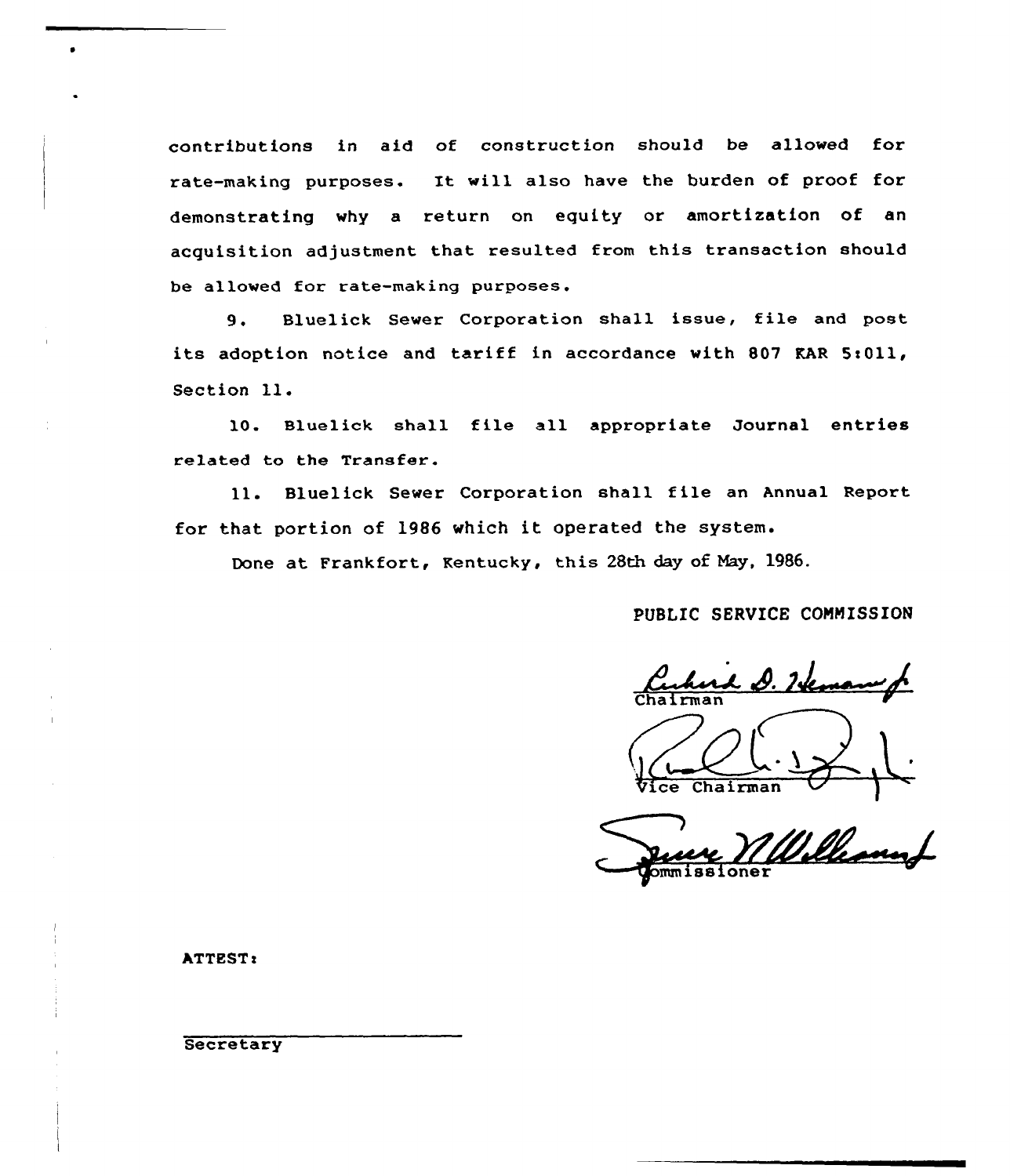contributions in aid of construction should be allowed for rate-making purposes. It will also have the burden of proof for demonstrating why a return on equity or amortization of an acquisition adjustment that resulted from this transaction should be allowed for rate-making purposes.

9. Bluelick Sewer Corporation shall issue, file and post its adoption notice and tariff in accordance with 807 KAR 5:011, Section 11.

10. Bluelick shall file all appropriate Journal entries related to the Transfer.

11. Bluelick Sewer Corporation shall file an Annual Report for that portion of 1986 which it operated the system.

Done at Frankfort, Kentucky, this 28th day of May, 1986.

PUBLIC SERVICE COMMISSION

Chairman

Vice Chairman

Commissioner

ATTEST:

Secretary